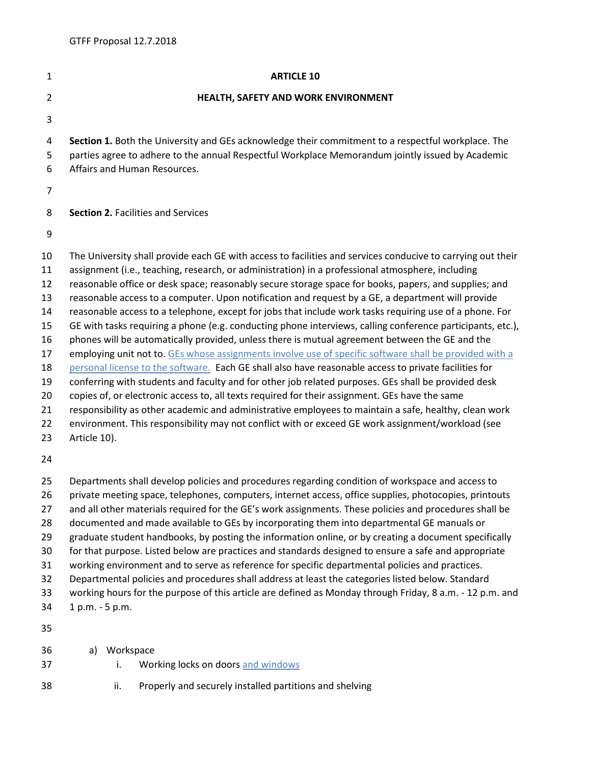# ARTICLE 10

## HEALTH, SAFETY AND WORK ENVIRONMENT

**Section 1.** Both the University and GEs acknowledge their commitment to a respectful workplace. The parties agree to adhere to the annual Respectful Workplace Memorandum jointly issued by Academic Affairs and Human Resources.

**Section 2.** Facilities and Services

The University shall provide each GE with access to facilities and services conducive to carrying out their assignment (i.e., teaching, research, or administration) in a professional atmosphere, including reasonable office or desk space; reasonably secure storage space for books, papers, and supplies; and reasonable access to a computer. Upon notification and request by a GE, a department will provide reasonable access to a telephone, except for jobs that include work tasks requiring use of a phone. For GE with tasks requiring a phone (e.g. conducting phone interviews, calling conference participants, etc.), phones will be automatically provided, unless there is mutual agreement between the GE and the employing unit not to. GEs whose assignments involve use of specific software shall be provided with a personal license to the software. Each GE shall also have reasonable access to private facilities for conferring with students and faculty and for other job related purposes. GEs shall be provided desk copies of, or electronic access to, all texts required for their assignment. GEs have the same responsibility as other academic and administrative employees to maintain a safe, healthy, clean work environment. This responsibility may not conflict with or exceed GE work assignment/workload (see Article 10).

Departments shall develop policies and procedures regarding condition of workspace and access to private meeting space, telephones, computers, internet access, office supplies, photocopies, printouts and all other materials required for the GE's work assignments. These policies and procedures shall be documented and made available to GEs by incorporating them into departmental GE manuals or graduate student handbooks, by posting the information online, or by creating a document specifically for that purpose. Listed below are practices and standards designed to ensure a safe and appropriate working environment and to serve as reference for specific departmental policies and practices. Departmental policies and procedures shall address at least the categories listed below. Standard working hours for the purpose of this article are defined as Monday through Friday, 8 a.m. - 12 p.m. and 1 p.m. - 5 p.m.

a) Workspace
   i. Working locks on doors and windows
   ii. Properly and securely installed partitions and shelving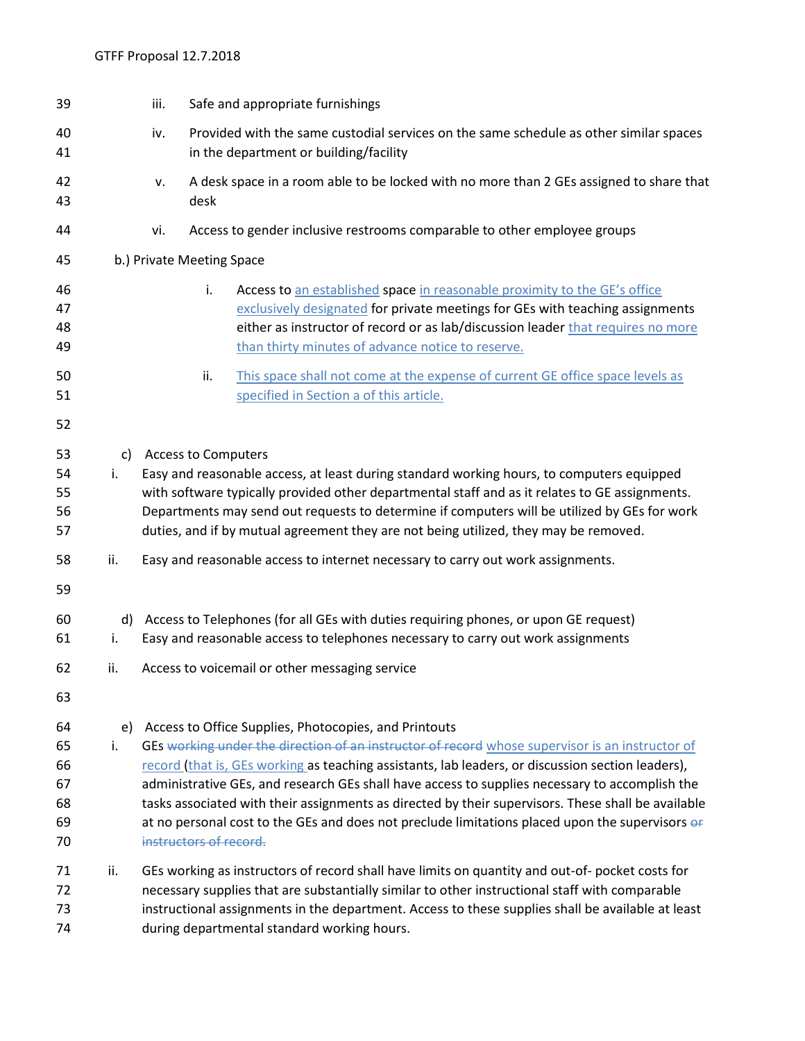iii. Safe and appropriate furnishings

iv. Provided with the same custodial services on the same schedule as other similar spaces in the department or building/facility

v. A desk space in a room able to be locked with no more than 2 GEs assigned to share that desk

vi. Access to gender inclusive restrooms comparable to other employee groups

b.) Private Meeting Space

i. Access to an established space in reasonable proximity to the GE's office exclusively designated for private meetings for GEs with teaching assignments either as instructor of record or as lab/discussion leader that requires no more than thirty minutes of advance notice to reserve.

ii. This space shall not come at the expense of current GE office space levels as specified in Section a of this article.

c) Access to Computers

i. Easy and reasonable access, at least during standard working hours, to computers equipped with software typically provided other departmental staff and as it relates to GE assignments. Departments may send out requests to determine if computers will be utilized by GEs for work duties, and if by mutual agreement they are not being utilized, they may be removed.

ii. Easy and reasonable access to internet necessary to carry out work assignments.

d) Access to Telephones (for all GEs with duties requiring phones, or upon GE request)

i. Easy and reasonable access to telephones necessary to carry out work assignments

ii. Access to voicemail or other messaging service

e) Access to Office Supplies, Photocopies, and Printouts

i. GEs ~~working under the direction of an instructor of record~~ whose supervisor is an instructor of record (that is, GEs working as teaching assistants, lab leaders, or discussion section leaders), administrative GEs, and research GEs shall have access to supplies necessary to accomplish the tasks associated with their assignments as directed by their supervisors. These shall be available at no personal cost to the GEs and does not preclude limitations placed upon the supervisors ~~or instructors of record.~~

ii. GEs working as instructors of record shall have limits on quantity and out-of- pocket costs for necessary supplies that are substantially similar to other instructional staff with comparable instructional assignments in the department. Access to these supplies shall be available at least during departmental standard working hours.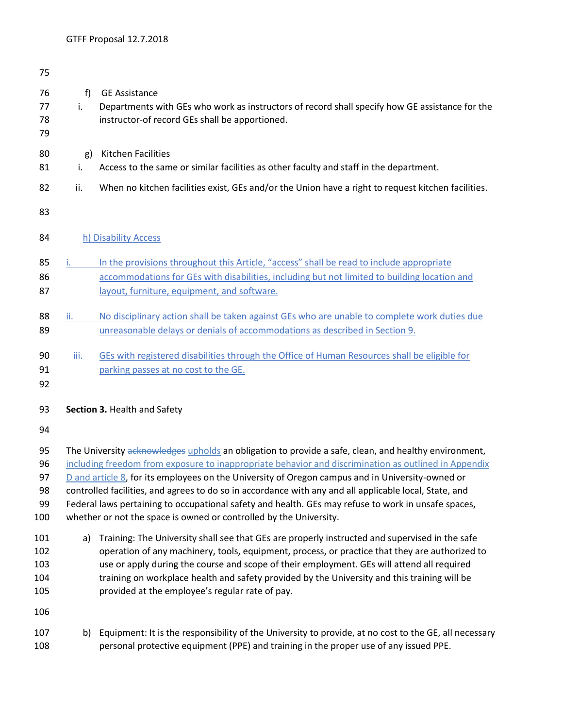f) GE Assistance

i. Departments with GEs who work as instructors of record shall specify how GE assistance for the instructor-of record GEs shall be apportioned.

g) Kitchen Facilities

i. Access to the same or similar facilities as other faculty and staff in the department.

ii. When no kitchen facilities exist, GEs and/or the Union have a right to request kitchen facilities.

h) Disability Access

i. In the provisions throughout this Article, "access" shall be read to include appropriate accommodations for GEs with disabilities, including but not limited to building location and layout, furniture, equipment, and software.

ii. No disciplinary action shall be taken against GEs who are unable to complete work duties due unreasonable delays or denials of accommodations as described in Section 9.

iii. GEs with registered disabilities through the Office of Human Resources shall be eligible for parking passes at no cost to the GE.

**Section 3.** Health and Safety

The University ~~acknowledges~~ upholds an obligation to provide a safe, clean, and healthy environment, including freedom from exposure to inappropriate behavior and discrimination as outlined in Appendix D and article 8, for its employees on the University of Oregon campus and in University-owned or controlled facilities, and agrees to do so in accordance with any and all applicable local, State, and Federal laws pertaining to occupational safety and health. GEs may refuse to work in unsafe spaces, whether or not the space is owned or controlled by the University.

a) Training: The University shall see that GEs are properly instructed and supervised in the safe operation of any machinery, tools, equipment, process, or practice that they are authorized to use or apply during the course and scope of their employment. GEs will attend all required training on workplace health and safety provided by the University and this training will be provided at the employee's regular rate of pay.

b) Equipment: It is the responsibility of the University to provide, at no cost to the GE, all necessary personal protective equipment (PPE) and training in the proper use of any issued PPE.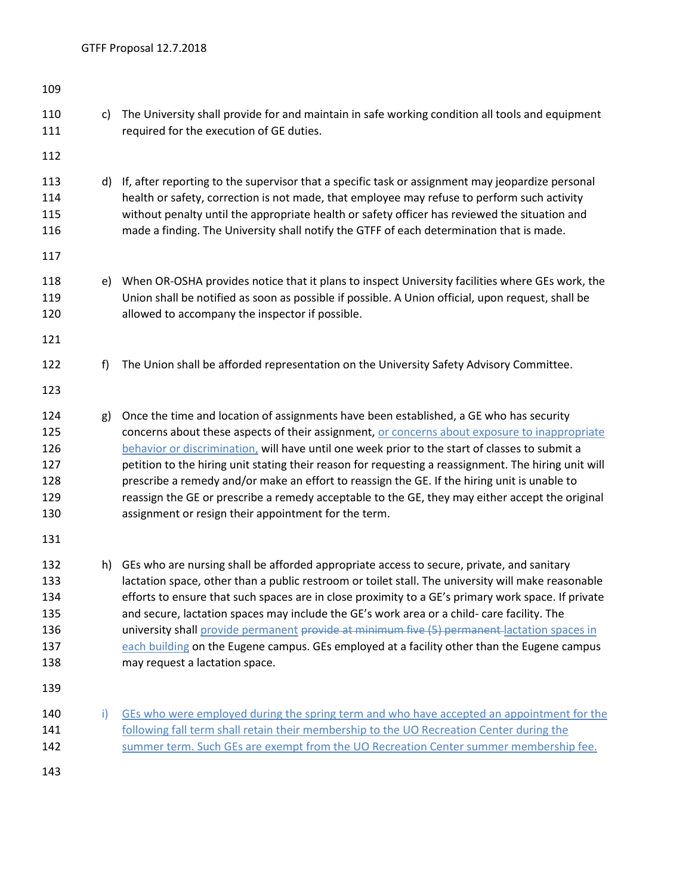c) The University shall provide for and maintain in safe working condition all tools and equipment required for the execution of GE duties.

d) If, after reporting to the supervisor that a specific task or assignment may jeopardize personal health or safety, correction is not made, that employee may refuse to perform such activity without penalty until the appropriate health or safety officer has reviewed the situation and made a finding. The University shall notify the GTFF of each determination that is made.

e) When OR-OSHA provides notice that it plans to inspect University facilities where GEs work, the Union shall be notified as soon as possible if possible. A Union official, upon request, shall be allowed to accompany the inspector if possible.

f) The Union shall be afforded representation on the University Safety Advisory Committee.

g) Once the time and location of assignments have been established, a GE who has security concerns about these aspects of their assignment, <u>or concerns about exposure to inappropriate behavior or discrimination,</u> will have until one week prior to the start of classes to submit a petition to the hiring unit stating their reason for requesting a reassignment. The hiring unit will prescribe a remedy and/or make an effort to reassign the GE. If the hiring unit is unable to reassign the GE or prescribe a remedy acceptable to the GE, they may either accept the original assignment or resign their appointment for the term.

h) GEs who are nursing shall be afforded appropriate access to secure, private, and sanitary lactation space, other than a public restroom or toilet stall. The university will make reasonable efforts to ensure that such spaces are in close proximity to a GE's primary work space. If private and secure, lactation spaces may include the GE's work area or a child- care facility. The university shall <u>provide permanent</u> ~~provide at minimum five (5) permanent~~ <u>lactation spaces in each building</u> on the Eugene campus. GEs employed at a facility other than the Eugene campus may request a lactation space.

<u>i) GEs who were employed during the spring term and who have accepted an appointment for the following fall term shall retain their membership to the UO Recreation Center during the summer term. Such GEs are exempt from the UO Recreation Center summer membership fee.</u>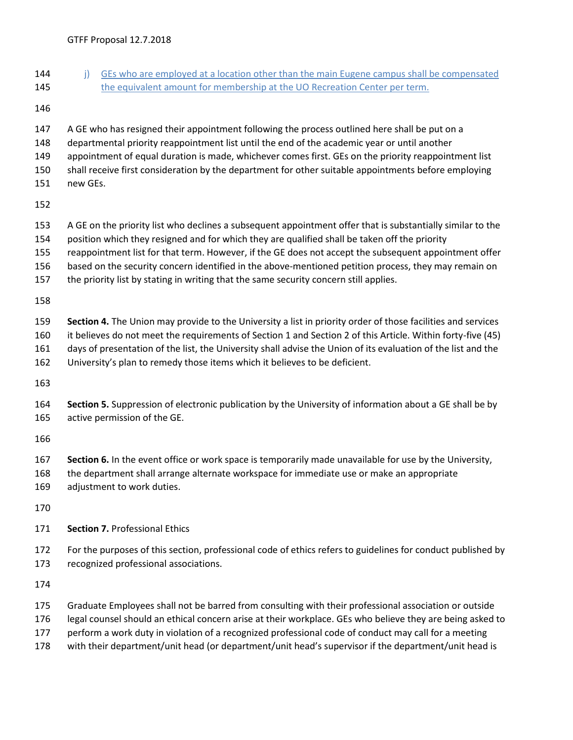j) GEs who are employed at a location other than the main Eugene campus shall be compensated the equivalent amount for membership at the UO Recreation Center per term.

A GE who has resigned their appointment following the process outlined here shall be put on a departmental priority reappointment list until the end of the academic year or until another appointment of equal duration is made, whichever comes first. GEs on the priority reappointment list shall receive first consideration by the department for other suitable appointments before employing new GEs.

A GE on the priority list who declines a subsequent appointment offer that is substantially similar to the position which they resigned and for which they are qualified shall be taken off the priority reappointment list for that term. However, if the GE does not accept the subsequent appointment offer based on the security concern identified in the above-mentioned petition process, they may remain on the priority list by stating in writing that the same security concern still applies.

**Section 4.** The Union may provide to the University a list in priority order of those facilities and services it believes do not meet the requirements of Section 1 and Section 2 of this Article. Within forty-five (45) days of presentation of the list, the University shall advise the Union of its evaluation of the list and the University's plan to remedy those items which it believes to be deficient.

**Section 5.** Suppression of electronic publication by the University of information about a GE shall be by active permission of the GE.

**Section 6.** In the event office or work space is temporarily made unavailable for use by the University, the department shall arrange alternate workspace for immediate use or make an appropriate adjustment to work duties.

**Section 7.** Professional Ethics

For the purposes of this section, professional code of ethics refers to guidelines for conduct published by recognized professional associations.

Graduate Employees shall not be barred from consulting with their professional association or outside legal counsel should an ethical concern arise at their workplace. GEs who believe they are being asked to perform a work duty in violation of a recognized professional code of conduct may call for a meeting with their department/unit head (or department/unit head's supervisor if the department/unit head is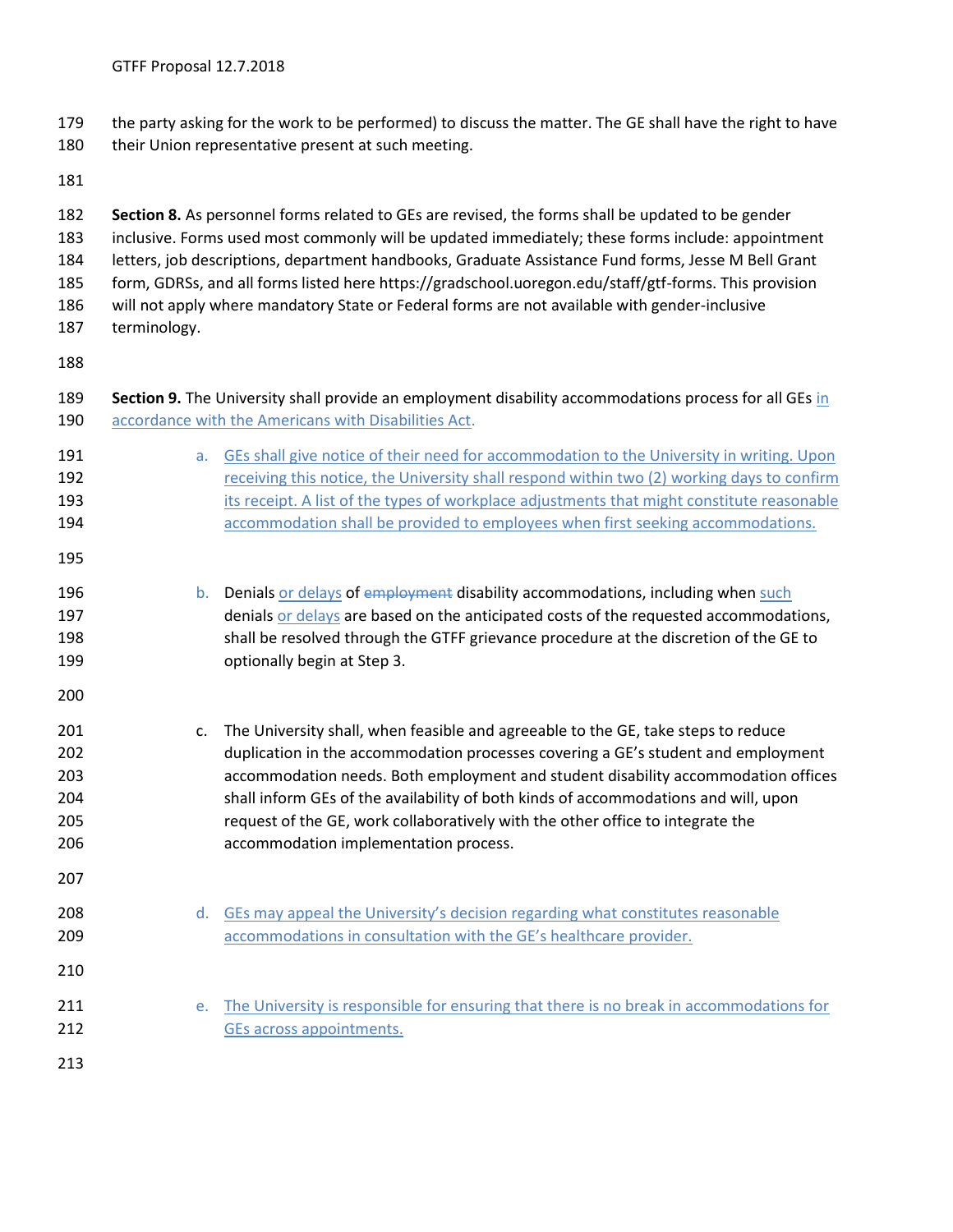the party asking for the work to be performed) to discuss the matter. The GE shall have the right to have their Union representative present at such meeting.

**Section 8.** As personnel forms related to GEs are revised, the forms shall be updated to be gender inclusive. Forms used most commonly will be updated immediately; these forms include: appointment letters, job descriptions, department handbooks, Graduate Assistance Fund forms, Jesse M Bell Grant form, GDRSs, and all forms listed here https://gradschool.uoregon.edu/staff/gtf-forms. This provision will not apply where mandatory State or Federal forms are not available with gender-inclusive terminology.

**Section 9.** The University shall provide an employment disability accommodations process for all GEs in accordance with the Americans with Disabilities Act.

a. GEs shall give notice of their need for accommodation to the University in writing. Upon receiving this notice, the University shall respond within two (2) working days to confirm its receipt. A list of the types of workplace adjustments that might constitute reasonable accommodation shall be provided to employees when first seeking accommodations.

b. Denials or delays of ~~employment~~ disability accommodations, including when such denials or delays are based on the anticipated costs of the requested accommodations, shall be resolved through the GTFF grievance procedure at the discretion of the GE to optionally begin at Step 3.

c. The University shall, when feasible and agreeable to the GE, take steps to reduce duplication in the accommodation processes covering a GE's student and employment accommodation needs. Both employment and student disability accommodation offices shall inform GEs of the availability of both kinds of accommodations and will, upon request of the GE, work collaboratively with the other office to integrate the accommodation implementation process.

d. GEs may appeal the University's decision regarding what constitutes reasonable accommodations in consultation with the GE's healthcare provider.

e. The University is responsible for ensuring that there is no break in accommodations for GEs across appointments.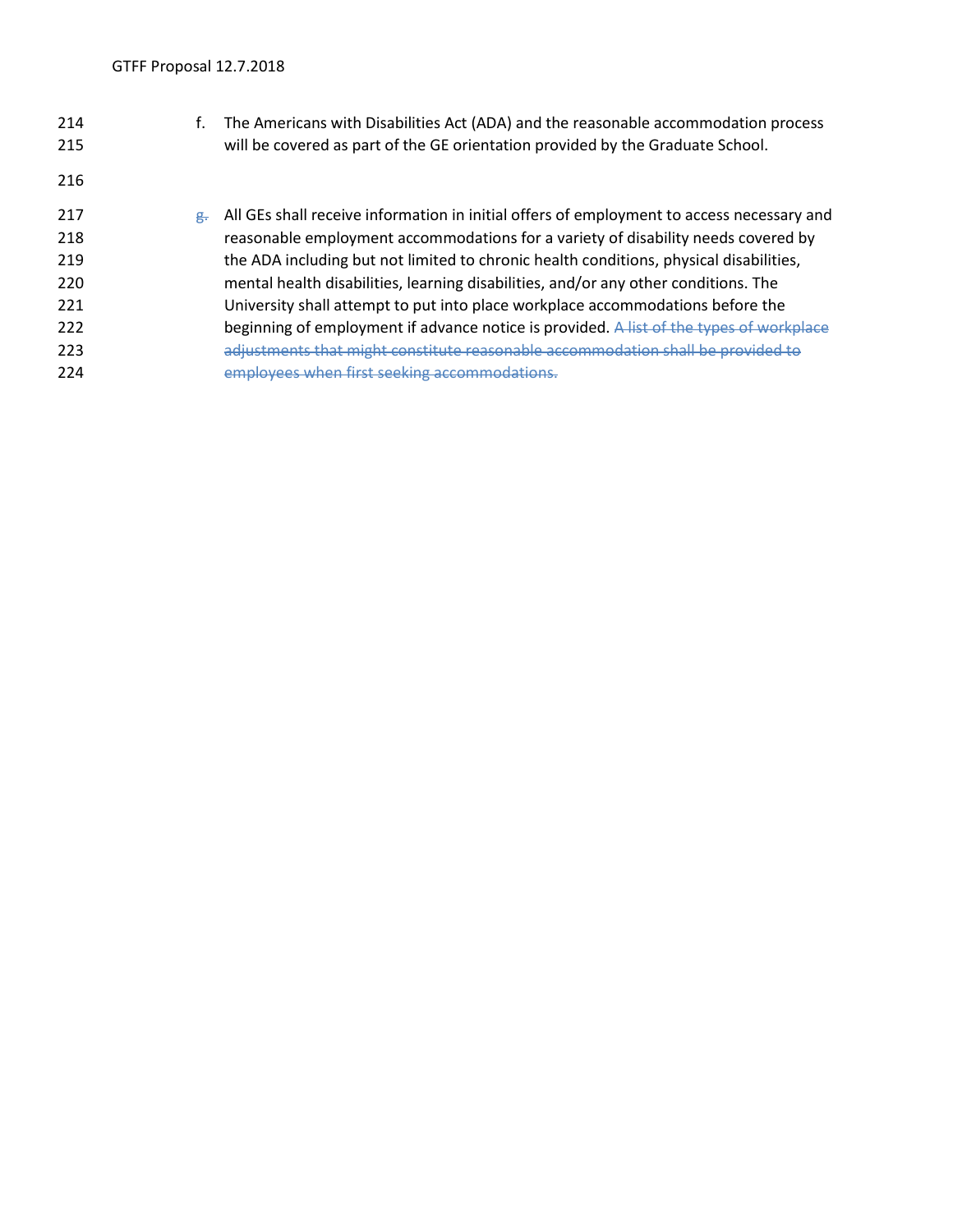f. The Americans with Disabilities Act (ADA) and the reasonable accommodation process will be covered as part of the GE orientation provided by the Graduate School.

~~g.~~ All GEs shall receive information in initial offers of employment to access necessary and reasonable employment accommodations for a variety of disability needs covered by the ADA including but not limited to chronic health conditions, physical disabilities, mental health disabilities, learning disabilities, and/or any other conditions. The University shall attempt to put into place workplace accommodations before the beginning of employment if advance notice is provided. ~~A list of the types of workplace adjustments that might constitute reasonable accommodation shall be provided to employees when first seeking accommodations.~~